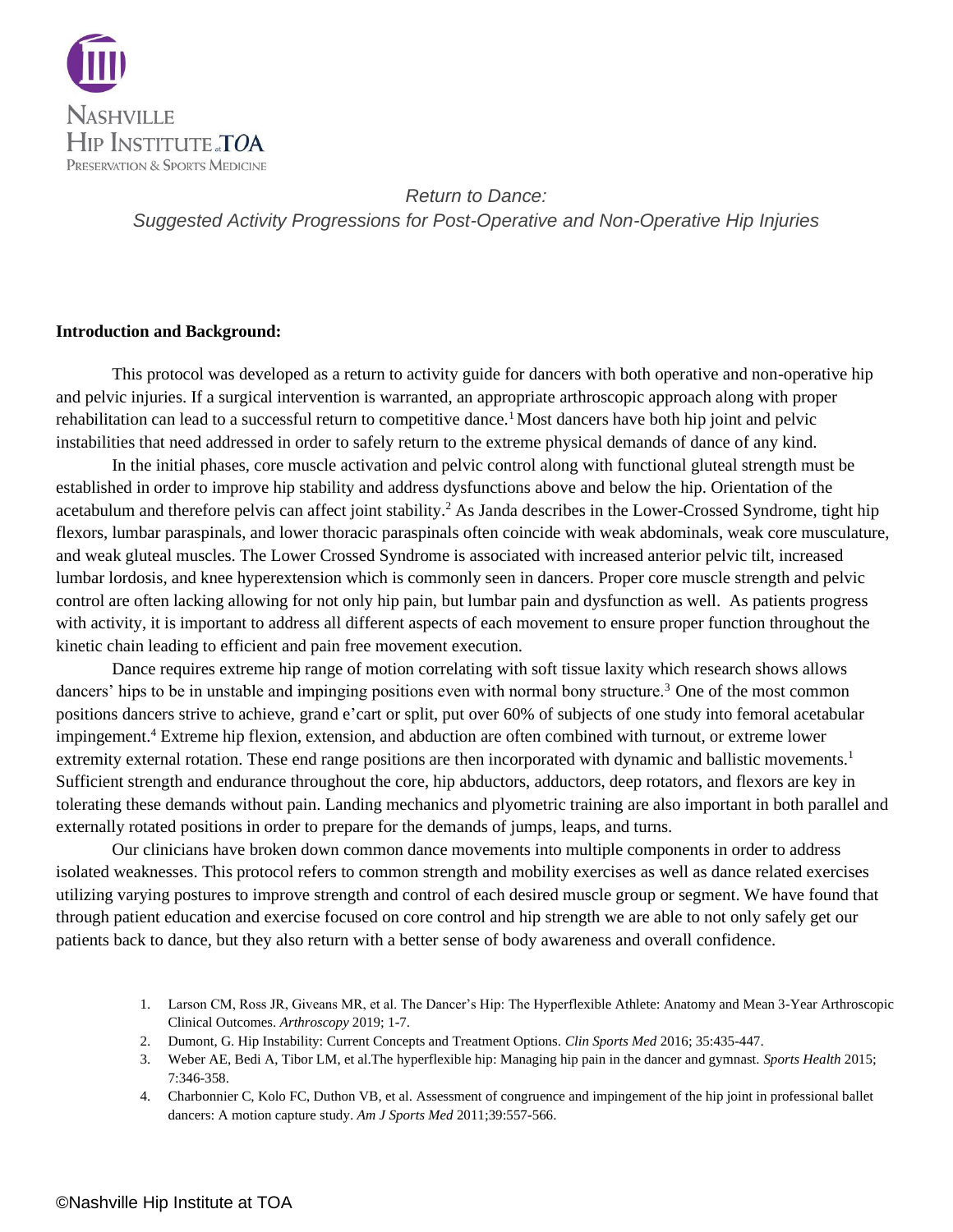NASHVILLE HIP INSTITUTE at TOA
PRESERVATION & SPORTS MEDICINE

*Return to Dance:*
*Suggested Activity Progressions for Post-Operative and Non-Operative Hip Injuries*

**Introduction and Background:**

This protocol was developed as a return to activity guide for dancers with both operative and non-operative hip and pelvic injuries. If a surgical intervention is warranted, an appropriate arthroscopic approach along with proper rehabilitation can lead to a successful return to competitive dance.[1] Most dancers have both hip joint and pelvic instabilities that need addressed in order to safely return to the extreme physical demands of dance of any kind.

In the initial phases, core muscle activation and pelvic control along with functional gluteal strength must be established in order to improve hip stability and address dysfunctions above and below the hip. Orientation of the acetabulum and therefore pelvis can affect joint stability.[2] As Janda describes in the Lower-Crossed Syndrome, tight hip flexors, lumbar paraspinals, and lower thoracic paraspinals often coincide with weak abdominals, weak core musculature, and weak gluteal muscles. The Lower Crossed Syndrome is associated with increased anterior pelvic tilt, increased lumbar lordosis, and knee hyperextension which is commonly seen in dancers. Proper core muscle strength and pelvic control are often lacking allowing for not only hip pain, but lumbar pain and dysfunction as well. As patients progress with activity, it is important to address all different aspects of each movement to ensure proper function throughout the kinetic chain leading to efficient and pain free movement execution.

Dance requires extreme hip range of motion correlating with soft tissue laxity which research shows allows dancers' hips to be in unstable and impinging positions even with normal bony structure.[3] One of the most common positions dancers strive to achieve, grand e'cart or split, put over 60% of subjects of one study into femoral acetabular impingement.[4] Extreme hip flexion, extension, and abduction are often combined with turnout, or extreme lower extremity external rotation. These end range positions are then incorporated with dynamic and ballistic movements.[1] Sufficient strength and endurance throughout the core, hip abductors, adductors, deep rotators, and flexors are key in tolerating these demands without pain. Landing mechanics and plyometric training are also important in both parallel and externally rotated positions in order to prepare for the demands of jumps, leaps, and turns.

Our clinicians have broken down common dance movements into multiple components in order to address isolated weaknesses. This protocol refers to common strength and mobility exercises as well as dance related exercises utilizing varying postures to improve strength and control of each desired muscle group or segment. We have found that through patient education and exercise focused on core control and hip strength we are able to not only safely get our patients back to dance, but they also return with a better sense of body awareness and overall confidence.

1. Larson CM, Ross JR, Giveans MR, et al. The Dancer's Hip: The Hyperflexible Athlete: Anatomy and Mean 3-Year Arthroscopic Clinical Outcomes. *Arthroscopy* 2019; 1-7.
2. Dumont, G. Hip Instability: Current Concepts and Treatment Options. *Clin Sports Med* 2016; 35:435-447.
3. Weber AE, Bedi A, Tibor LM, et al.The hyperflexible hip: Managing hip pain in the dancer and gymnast. *Sports Health* 2015; 7:346-358.
4. Charbonnier C, Kolo FC, Duthon VB, et al. Assessment of congruence and impingement of the hip joint in professional ballet dancers: A motion capture study. *Am J Sports Med* 2011;39:557-566.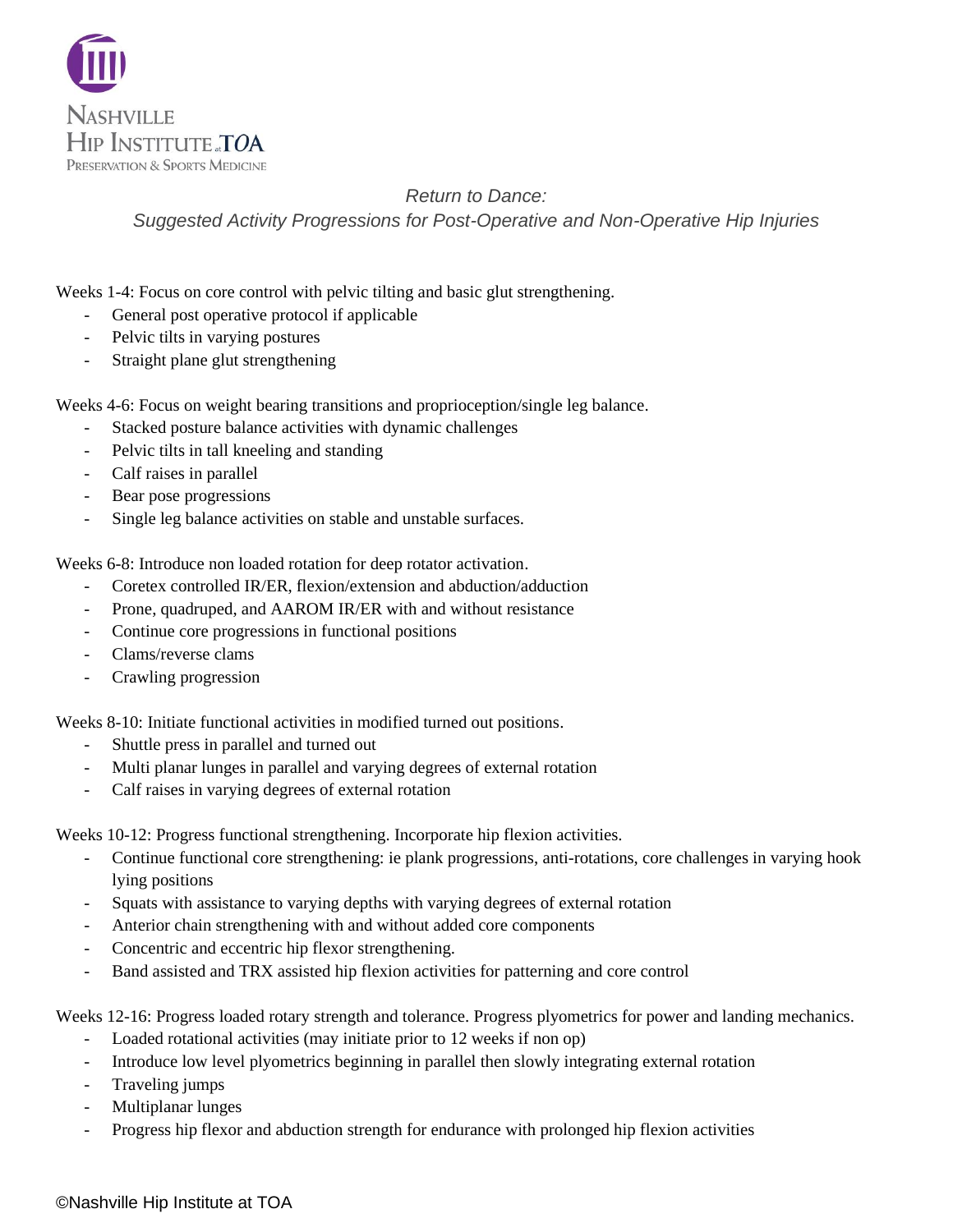Nashville Hip Institute at TOA
Preservation & Sports Medicine

*Return to Dance:*
*Suggested Activity Progressions for Post-Operative and Non-Operative Hip Injuries*

Weeks 1-4: Focus on core control with pelvic tilting and basic glut strengthening.

- General post operative protocol if applicable
- Pelvic tilts in varying postures
- Straight plane glut strengthening

Weeks 4-6: Focus on weight bearing transitions and proprioception/single leg balance.

- Stacked posture balance activities with dynamic challenges
- Pelvic tilts in tall kneeling and standing
- Calf raises in parallel
- Bear pose progressions
- Single leg balance activities on stable and unstable surfaces.

Weeks 6-8: Introduce non loaded rotation for deep rotator activation.

- Coretex controlled IR/ER, flexion/extension and abduction/adduction
- Prone, quadruped, and AAROM IR/ER with and without resistance
- Continue core progressions in functional positions
- Clams/reverse clams
- Crawling progression

Weeks 8-10: Initiate functional activities in modified turned out positions.

- Shuttle press in parallel and turned out
- Multi planar lunges in parallel and varying degrees of external rotation
- Calf raises in varying degrees of external rotation

Weeks 10-12: Progress functional strengthening. Incorporate hip flexion activities.

- Continue functional core strengthening: ie plank progressions, anti-rotations, core challenges in varying hook lying positions
- Squats with assistance to varying depths with varying degrees of external rotation
- Anterior chain strengthening with and without added core components
- Concentric and eccentric hip flexor strengthening.
- Band assisted and TRX assisted hip flexion activities for patterning and core control

Weeks 12-16: Progress loaded rotary strength and tolerance. Progress plyometrics for power and landing mechanics.

- Loaded rotational activities (may initiate prior to 12 weeks if non op)
- Introduce low level plyometrics beginning in parallel then slowly integrating external rotation
- Traveling jumps
- Multiplanar lunges
- Progress hip flexor and abduction strength for endurance with prolonged hip flexion activities

©Nashville Hip Institute at TOA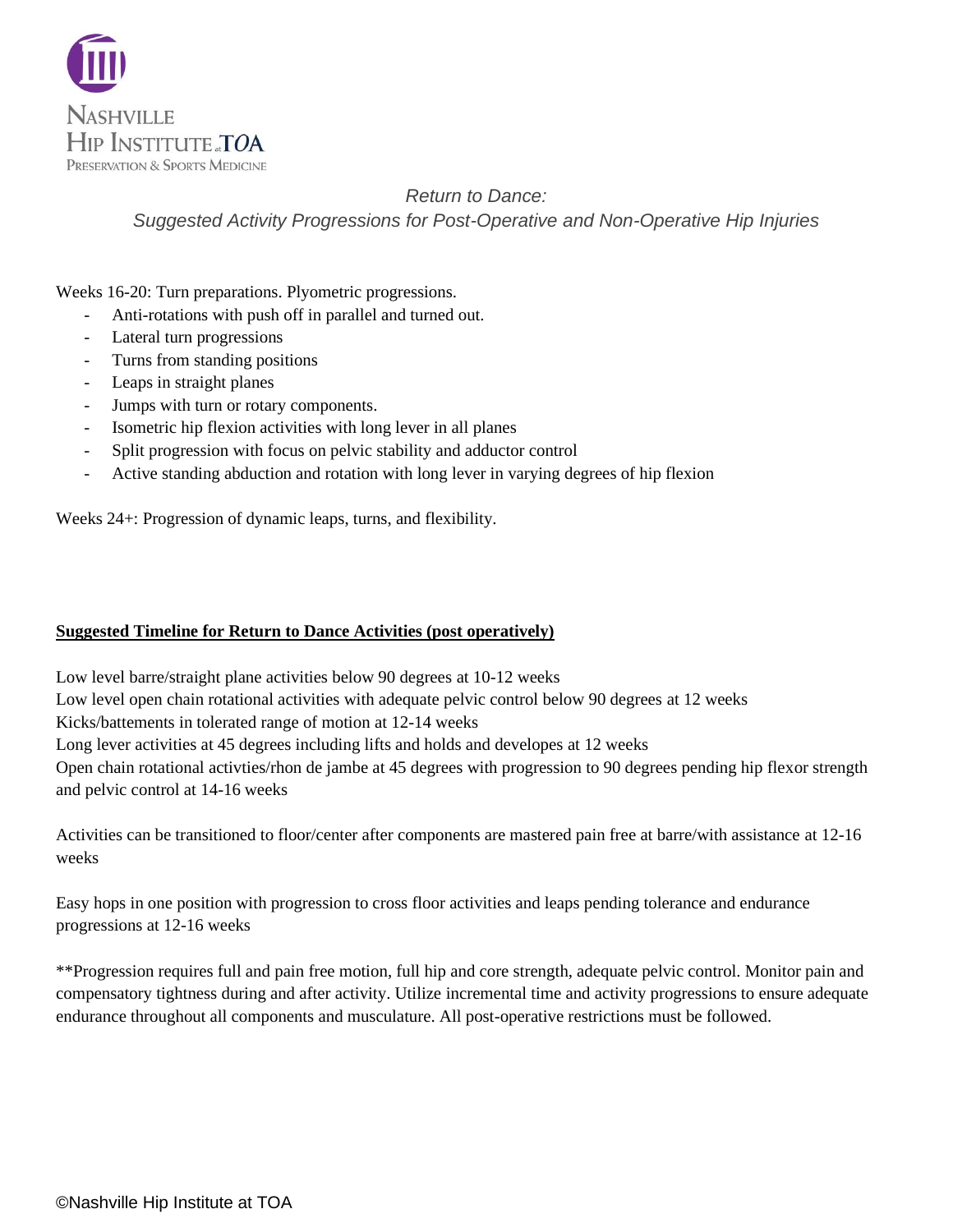*Return to Dance:*
*Suggested Activity Progressions for Post-Operative and Non-Operative Hip Injuries*

Weeks 16-20: Turn preparations. Plyometric progressions.

- Anti-rotations with push off in parallel and turned out.
- Lateral turn progressions
- Turns from standing positions
- Leaps in straight planes
- Jumps with turn or rotary components.
- Isometric hip flexion activities with long lever in all planes
- Split progression with focus on pelvic stability and adductor control
- Active standing abduction and rotation with long lever in varying degrees of hip flexion

Weeks 24+: Progression of dynamic leaps, turns, and flexibility.

## **Suggested Timeline for Return to Dance Activities (post operatively)**

Low level barre/straight plane activities below 90 degrees at 10-12 weeks
Low level open chain rotational activities with adequate pelvic control below 90 degrees at 12 weeks
Kicks/battements in tolerated range of motion at 12-14 weeks
Long lever activities at 45 degrees including lifts and holds and developes at 12 weeks
Open chain rotational activties/rhon de jambe at 45 degrees with progression to 90 degrees pending hip flexor strength and pelvic control at 14-16 weeks

Activities can be transitioned to floor/center after components are mastered pain free at barre/with assistance at 12-16 weeks

Easy hops in one position with progression to cross floor activities and leaps pending tolerance and endurance progressions at 12-16 weeks

**Progression requires full and pain free motion, full hip and core strength, adequate pelvic control. Monitor pain and compensatory tightness during and after activity. Utilize incremental time and activity progressions to ensure adequate endurance throughout all components and musculature. All post-operative restrictions must be followed.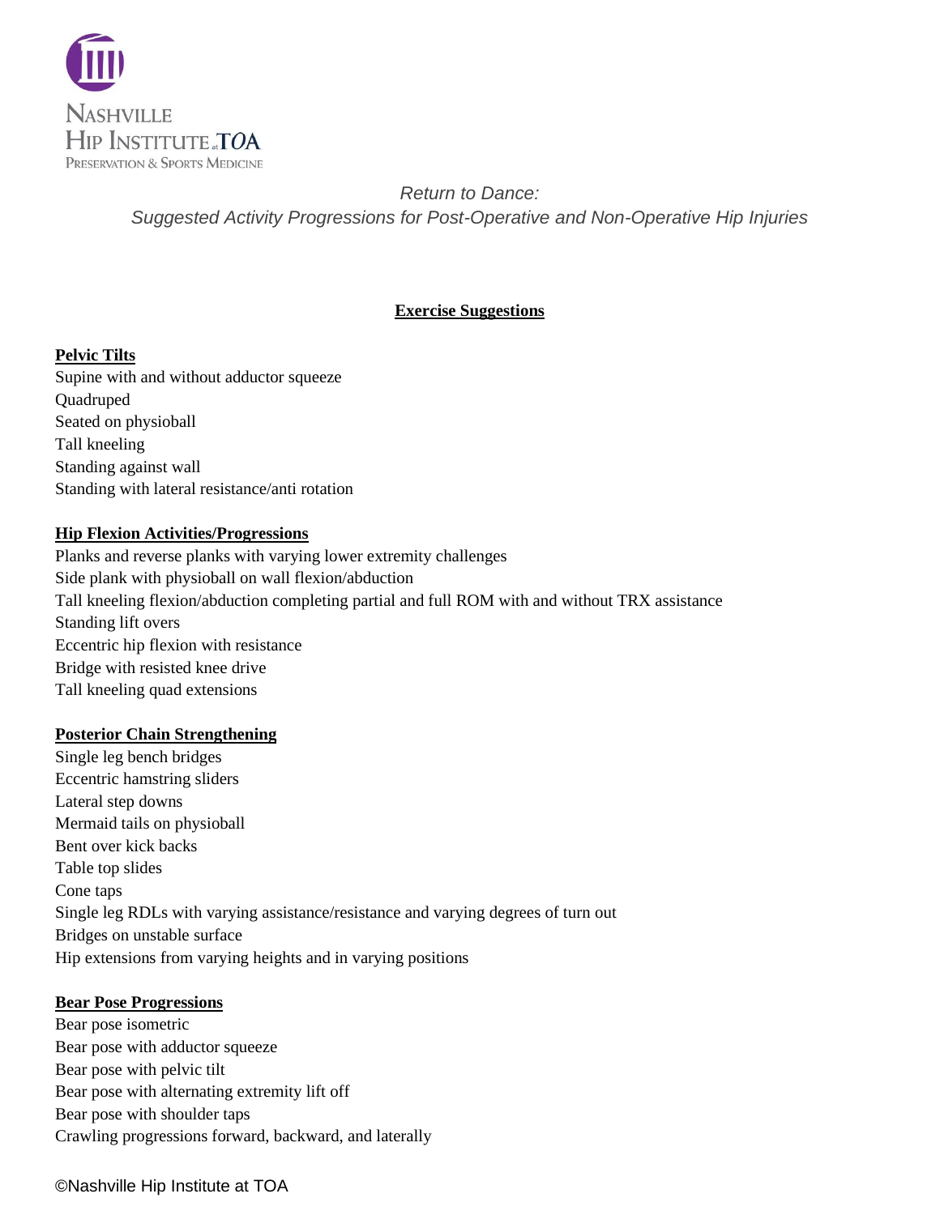Nashville Hip Institute at TOA
Preservation & Sports Medicine

*Return to Dance:*
*Suggested Activity Progressions for Post-Operative and Non-Operative Hip Injuries*

## Exercise Suggestions

### Pelvic Tilts

Supine with and without adductor squeeze
Quadruped
Seated on physioball
Tall kneeling
Standing against wall
Standing with lateral resistance/anti rotation

### Hip Flexion Activities/Progressions

Planks and reverse planks with varying lower extremity challenges
Side plank with physioball on wall flexion/abduction
Tall kneeling flexion/abduction completing partial and full ROM with and without TRX assistance
Standing lift overs
Eccentric hip flexion with resistance
Bridge with resisted knee drive
Tall kneeling quad extensions

### Posterior Chain Strengthening

Single leg bench bridges
Eccentric hamstring sliders
Lateral step downs
Mermaid tails on physioball
Bent over kick backs
Table top slides
Cone taps
Single leg RDLs with varying assistance/resistance and varying degrees of turn out
Bridges on unstable surface
Hip extensions from varying heights and in varying positions

### Bear Pose Progressions

Bear pose isometric
Bear pose with adductor squeeze
Bear pose with pelvic tilt
Bear pose with alternating extremity lift off
Bear pose with shoulder taps
Crawling progressions forward, backward, and laterally

©Nashville Hip Institute at TOA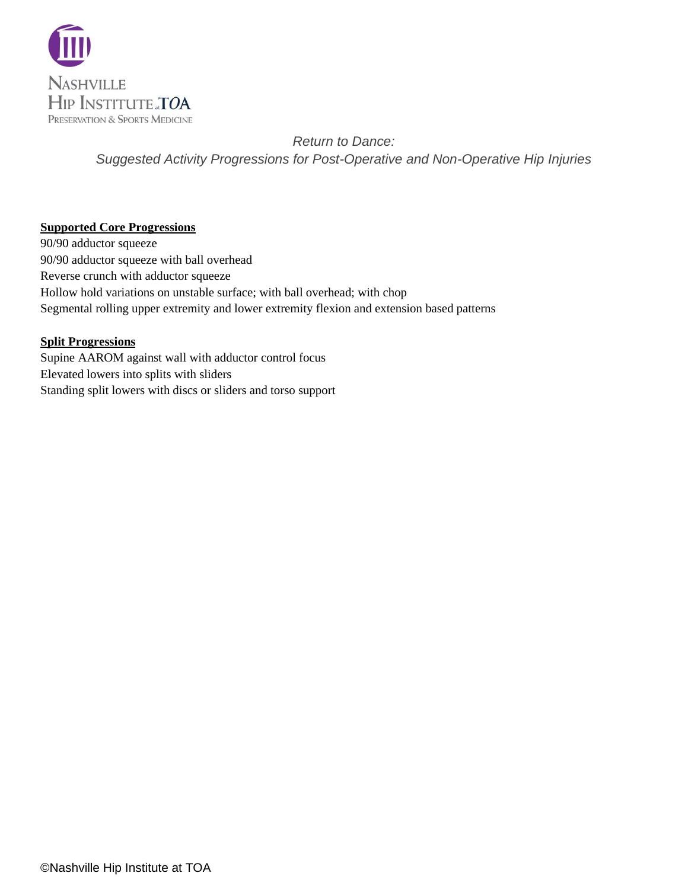Nashville Hip Institute at TOA
Preservation & Sports Medicine

*Return to Dance:*
*Suggested Activity Progressions for Post-Operative and Non-Operative Hip Injuries*

**Supported Core Progressions**

90/90 adductor squeeze
90/90 adductor squeeze with ball overhead
Reverse crunch with adductor squeeze
Hollow hold variations on unstable surface; with ball overhead; with chop
Segmental rolling upper extremity and lower extremity flexion and extension based patterns

**Split Progressions**

Supine AAROM against wall with adductor control focus
Elevated lowers into splits with sliders
Standing split lowers with discs or sliders and torso support

©Nashville Hip Institute at TOA